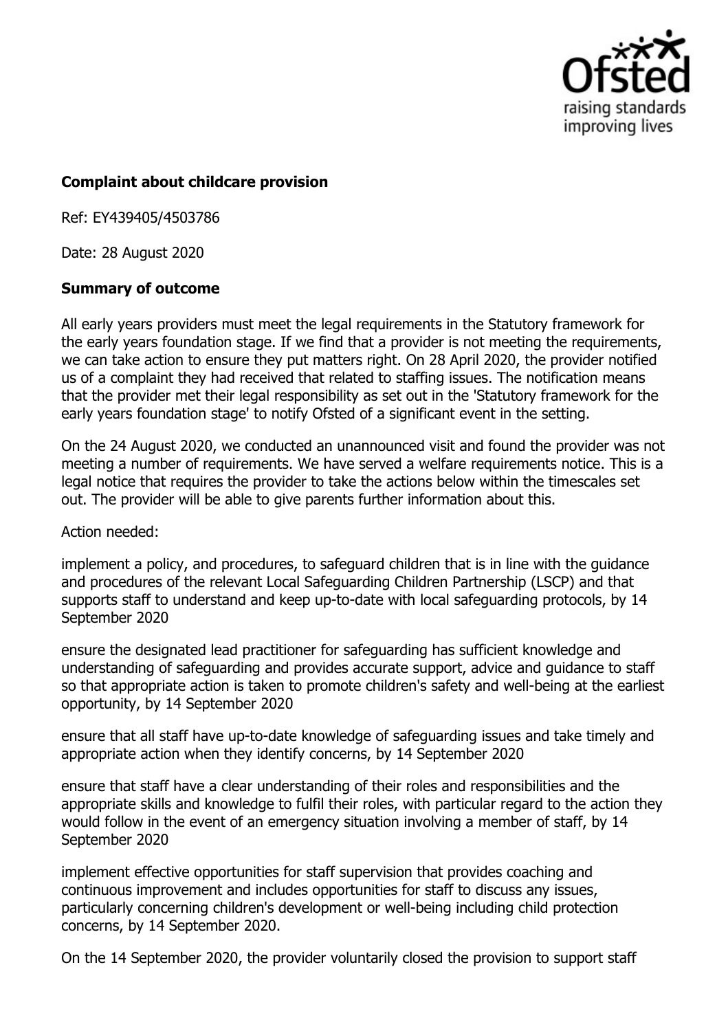**Complaint about childcare provision**

Ref: EY439405/4503786

Date: 28 August 2020

**Summary of outcome**

All early years providers must meet the legal requirements in the Statutory framework for the early years foundation stage. If we find that a provider is not meeting the requirements, we can take action to ensure they put matters right. On 28 April 2020, the provider notified us of a complaint they had received that related to staffing issues. The notification means that the provider met their legal responsibility as set out in the 'Statutory framework for the early years foundation stage' to notify Ofsted of a significant event in the setting.

On the 24 August 2020, we conducted an unannounced visit and found the provider was not meeting a number of requirements. We have served a welfare requirements notice. This is a legal notice that requires the provider to take the actions below within the timescales set out. The provider will be able to give parents further information about this.

Action needed:

implement a policy, and procedures, to safeguard children that is in line with the guidance and procedures of the relevant Local Safeguarding Children Partnership (LSCP) and that supports staff to understand and keep up-to-date with local safeguarding protocols, by 14 September 2020

ensure the designated lead practitioner for safeguarding has sufficient knowledge and understanding of safeguarding and provides accurate support, advice and guidance to staff so that appropriate action is taken to promote children's safety and well-being at the earliest opportunity, by 14 September 2020

ensure that all staff have up-to-date knowledge of safeguarding issues and take timely and appropriate action when they identify concerns, by 14 September 2020

ensure that staff have a clear understanding of their roles and responsibilities and the appropriate skills and knowledge to fulfil their roles, with particular regard to the action they would follow in the event of an emergency situation involving a member of staff, by 14 September 2020

implement effective opportunities for staff supervision that provides coaching and continuous improvement and includes opportunities for staff to discuss any issues, particularly concerning children's development or well-being including child protection concerns, by 14 September 2020.

On the 14 September 2020, the provider voluntarily closed the provision to support staff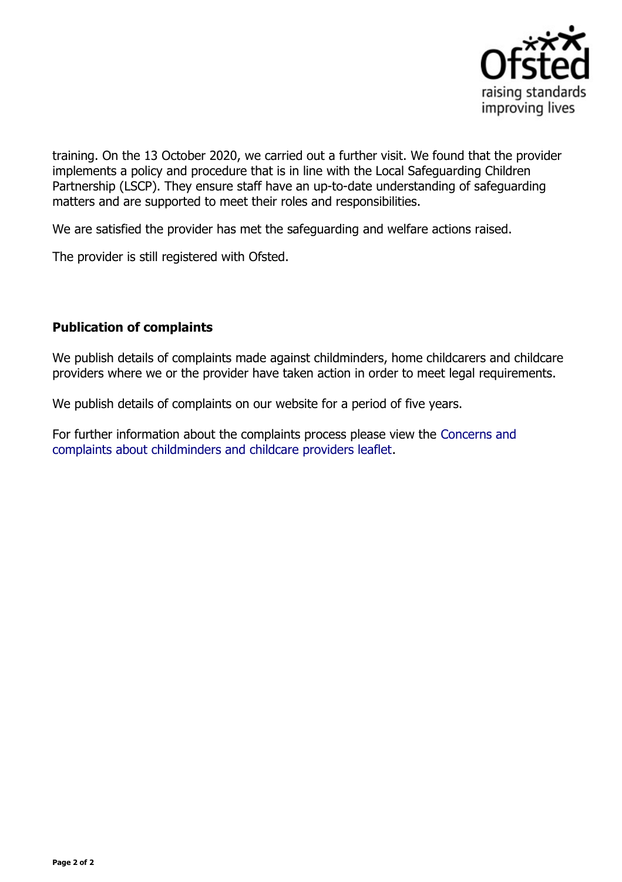training. On the 13 October 2020, we carried out a further visit. We found that the provider implements a policy and procedure that is in line with the Local Safeguarding Children Partnership (LSCP). They ensure staff have an up-to-date understanding of safeguarding matters and are supported to meet their roles and responsibilities.

We are satisfied the provider has met the safeguarding and welfare actions raised.

The provider is still registered with Ofsted.

## Publication of complaints

We publish details of complaints made against childminders, home childcarers and childcare providers where we or the provider have taken action in order to meet legal requirements.

We publish details of complaints on our website for a period of five years.

For further information about the complaints process please view the Concerns and complaints about childminders and childcare providers leaflet.